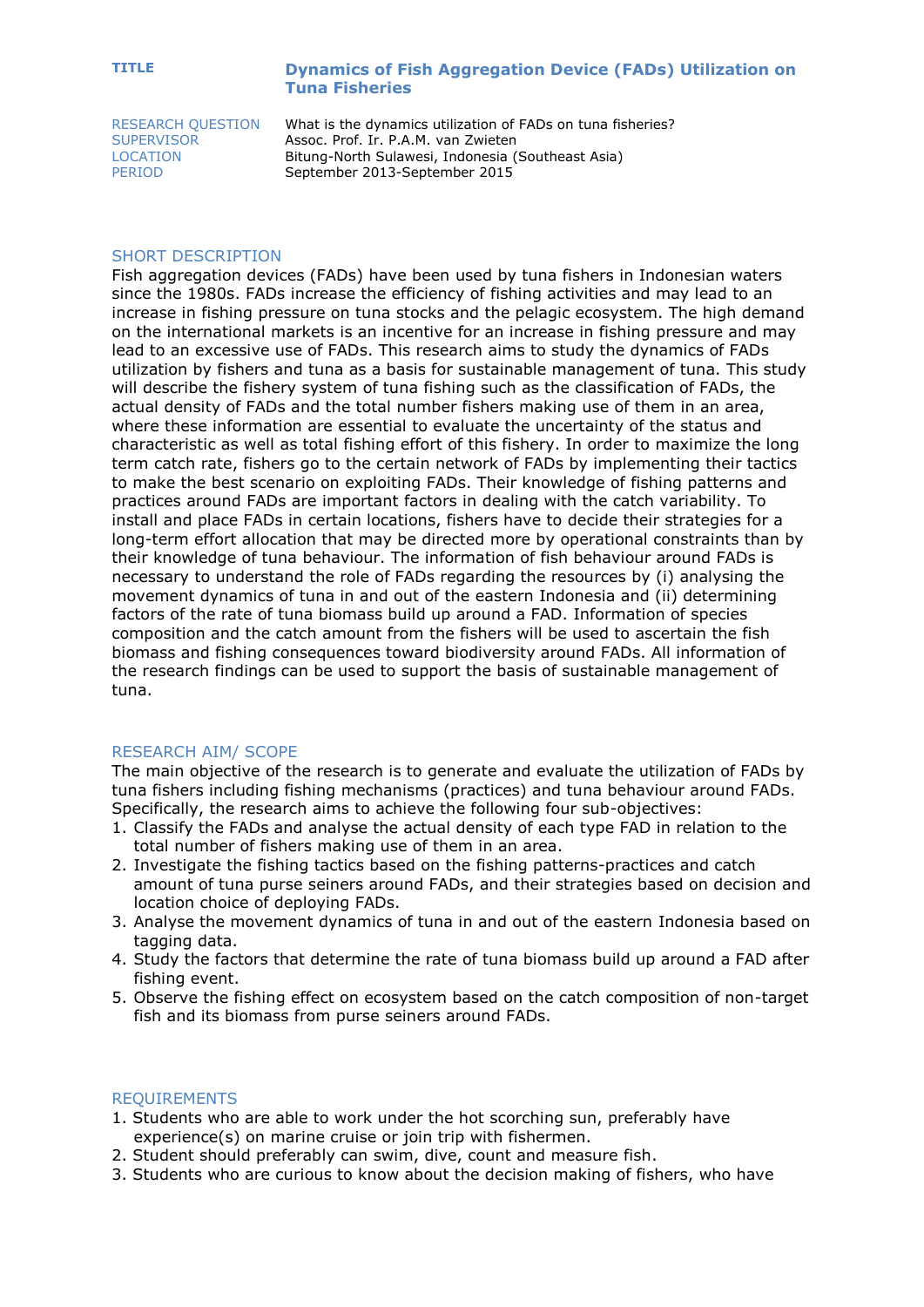**TITLE** — **Dynamics of Fish Aggregation Device (FADs) Utilization on Tuna Fisheries**

RESEARCH QUESTION — What is the dynamics utilization of FADs on tuna fisheries?
SUPERVISOR — Assoc. Prof. Ir. P.A.M. van Zwieten
LOCATION — Bitung-North Sulawesi, Indonesia (Southeast Asia)
PERIOD — September 2013-September 2015

## SHORT DESCRIPTION

Fish aggregation devices (FADs) have been used by tuna fishers in Indonesian waters since the 1980s. FADs increase the efficiency of fishing activities and may lead to an increase in fishing pressure on tuna stocks and the pelagic ecosystem. The high demand on the international markets is an incentive for an increase in fishing pressure and may lead to an excessive use of FADs. This research aims to study the dynamics of FADs utilization by fishers and tuna as a basis for sustainable management of tuna. This study will describe the fishery system of tuna fishing such as the classification of FADs, the actual density of FADs and the total number fishers making use of them in an area, where these information are essential to evaluate the uncertainty of the status and characteristic as well as total fishing effort of this fishery. In order to maximize the long term catch rate, fishers go to the certain network of FADs by implementing their tactics to make the best scenario on exploiting FADs. Their knowledge of fishing patterns and practices around FADs are important factors in dealing with the catch variability. To install and place FADs in certain locations, fishers have to decide their strategies for a long-term effort allocation that may be directed more by operational constraints than by their knowledge of tuna behaviour. The information of fish behaviour around FADs is necessary to understand the role of FADs regarding the resources by (i) analysing the movement dynamics of tuna in and out of the eastern Indonesia and (ii) determining factors of the rate of tuna biomass build up around a FAD. Information of species composition and the catch amount from the fishers will be used to ascertain the fish biomass and fishing consequences toward biodiversity around FADs. All information of the research findings can be used to support the basis of sustainable management of tuna.

## RESEARCH AIM/ SCOPE

The main objective of the research is to generate and evaluate the utilization of FADs by tuna fishers including fishing mechanisms (practices) and tuna behaviour around FADs. Specifically, the research aims to achieve the following four sub-objectives:

1. Classify the FADs and analyse the actual density of each type FAD in relation to the total number of fishers making use of them in an area.
2. Investigate the fishing tactics based on the fishing patterns-practices and catch amount of tuna purse seiners around FADs, and their strategies based on decision and location choice of deploying FADs.
3. Analyse the movement dynamics of tuna in and out of the eastern Indonesia based on tagging data.
4. Study the factors that determine the rate of tuna biomass build up around a FAD after fishing event.
5. Observe the fishing effect on ecosystem based on the catch composition of non-target fish and its biomass from purse seiners around FADs.

## REQUIREMENTS

1. Students who are able to work under the hot scorching sun, preferably have experience(s) on marine cruise or join trip with fishermen.
2. Student should preferably can swim, dive, count and measure fish.
3. Students who are curious to know about the decision making of fishers, who have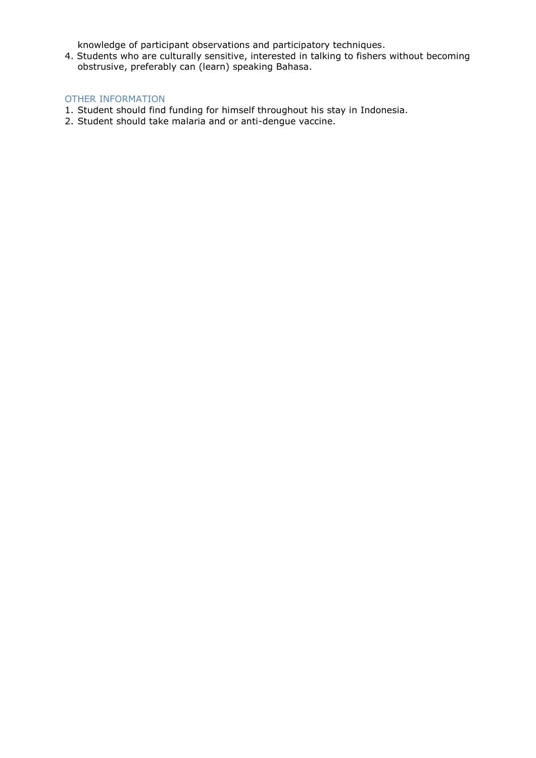knowledge of participant observations and participatory techniques.

4. Students who are culturally sensitive, interested in talking to fishers without becoming obstrusive, preferably can (learn) speaking Bahasa.

## OTHER INFORMATION

1. Student should find funding for himself throughout his stay in Indonesia.
2. Student should take malaria and or anti-dengue vaccine.